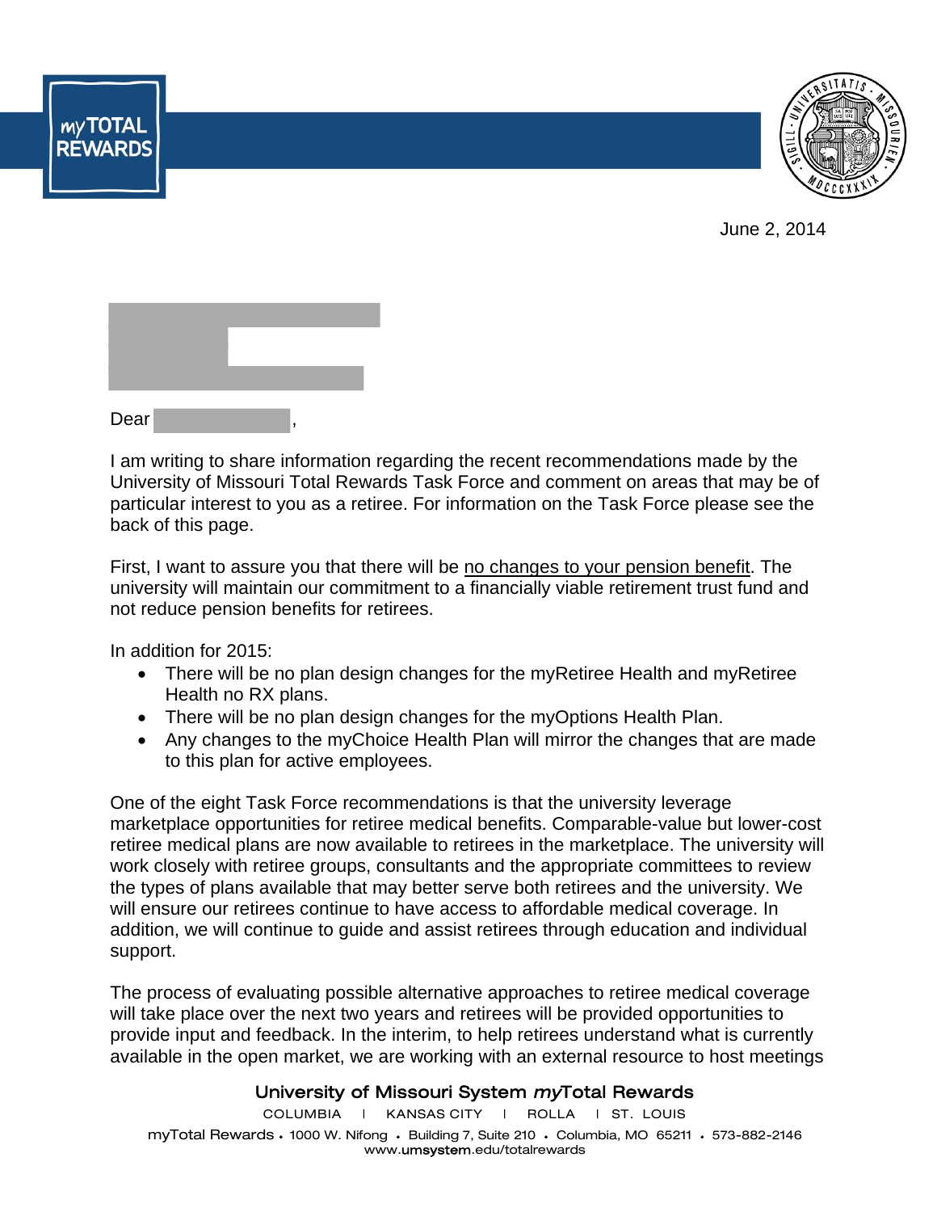**myTOTAL REWARDS**

June 2, 2014

Dear ,

I am writing to share information regarding the recent recommendations made by the University of Missouri Total Rewards Task Force and comment on areas that may be of particular interest to you as a retiree. For information on the Task Force please see the back of this page.

First, I want to assure you that there will be <u>no changes to your pension benefit</u>. The university will maintain our commitment to a financially viable retirement trust fund and not reduce pension benefits for retirees.

In addition for 2015:

- There will be no plan design changes for the myRetiree Health and myRetiree Health no RX plans.
- There will be no plan design changes for the myOptions Health Plan.
- Any changes to the myChoice Health Plan will mirror the changes that are made to this plan for active employees.

One of the eight Task Force recommendations is that the university leverage marketplace opportunities for retiree medical benefits. Comparable-value but lower-cost retiree medical plans are now available to retirees in the marketplace. The university will work closely with retiree groups, consultants and the appropriate committees to review the types of plans available that may better serve both retirees and the university. We will ensure our retirees continue to have access to affordable medical coverage. In addition, we will continue to guide and assist retirees through education and individual support.

The process of evaluating possible alternative approaches to retiree medical coverage will take place over the next two years and retirees will be provided opportunities to provide input and feedback. In the interim, to help retirees understand what is currently available in the open market, we are working with an external resource to host meetings

University of Missouri System *my*Total Rewards

COLUMBIA | KANSAS CITY | ROLLA | ST. LOUIS

myTotal Rewards • 1000 W. Nifong • Building 7, Suite 210 • Columbia, MO 65211 • 573-882-2146

www.umsystem.edu/totalrewards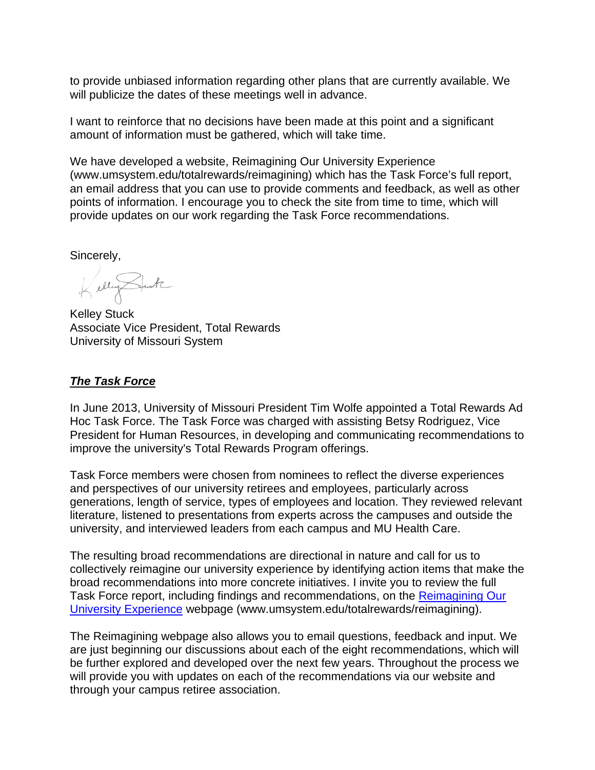to provide unbiased information regarding other plans that are currently available. We will publicize the dates of these meetings well in advance.

I want to reinforce that no decisions have been made at this point and a significant amount of information must be gathered, which will take time.

We have developed a website, Reimagining Our University Experience (www.umsystem.edu/totalrewards/reimagining) which has the Task Force's full report, an email address that you can use to provide comments and feedback, as well as other points of information. I encourage you to check the site from time to time, which will provide updates on our work regarding the Task Force recommendations.

Sincerely,

Kelley Stuck
Associate Vice President, Total Rewards
University of Missouri System

## ***The Task Force***

In June 2013, University of Missouri President Tim Wolfe appointed a Total Rewards Ad Hoc Task Force. The Task Force was charged with assisting Betsy Rodriguez, Vice President for Human Resources, in developing and communicating recommendations to improve the university's Total Rewards Program offerings.

Task Force members were chosen from nominees to reflect the diverse experiences and perspectives of our university retirees and employees, particularly across generations, length of service, types of employees and location. They reviewed relevant literature, listened to presentations from experts across the campuses and outside the university, and interviewed leaders from each campus and MU Health Care.

The resulting broad recommendations are directional in nature and call for us to collectively reimagine our university experience by identifying action items that make the broad recommendations into more concrete initiatives. I invite you to review the full Task Force report, including findings and recommendations, on the Reimagining Our University Experience webpage (www.umsystem.edu/totalrewards/reimagining).

The Reimagining webpage also allows you to email questions, feedback and input. We are just beginning our discussions about each of the eight recommendations, which will be further explored and developed over the next few years. Throughout the process we will provide you with updates on each of the recommendations via our website and through your campus retiree association.